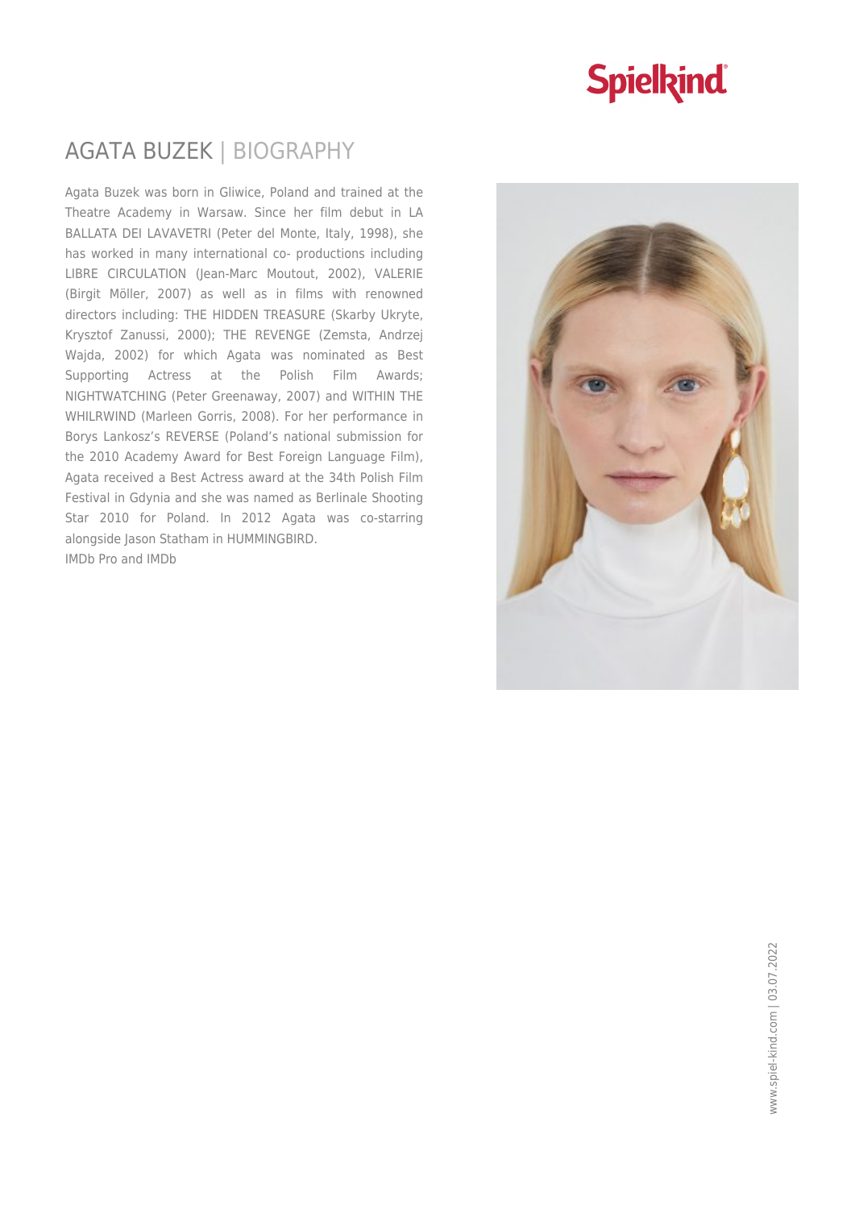# AGATA BUZEK | BIOGRAPHY

Agata Buzek was born in Gliwice, Poland and trained at the Theatre Academy in Warsaw. Since her film debut in LA BALLATA DEI LAVAVETRI (Peter del Monte, Italy, 1998), she has worked in many international co- productions including LIBRE CIRCULATION (Jean-Marc Moutout, 2002), VALERIE (Birgit Möller, 2007) as well as in films with renowned directors including: THE HIDDEN TREASURE (Skarby Ukryte, Krysztof Zanussi, 2000); THE REVENGE (Zemsta, Andrzej Wajda, 2002) for which Agata was nominated as Best Supporting Actress at the Polish Film Awards; NIGHTWATCHING (Peter Greenaway, 2007) and WITHIN THE WHILRWIND (Marleen Gorris, 2008). For her performance in Borys Lankosz's REVERSE (Poland's national submission for the 2010 Academy Award for Best Foreign Language Film), Agata received a Best Actress award at the 34th Polish Film Festival in Gdynia and she was named as Berlinale Shooting Star 2010 for Poland. In 2012 Agata was co-starring alongside Jason Statham in HUMMINGBIRD.

IMDb Pro and IMDb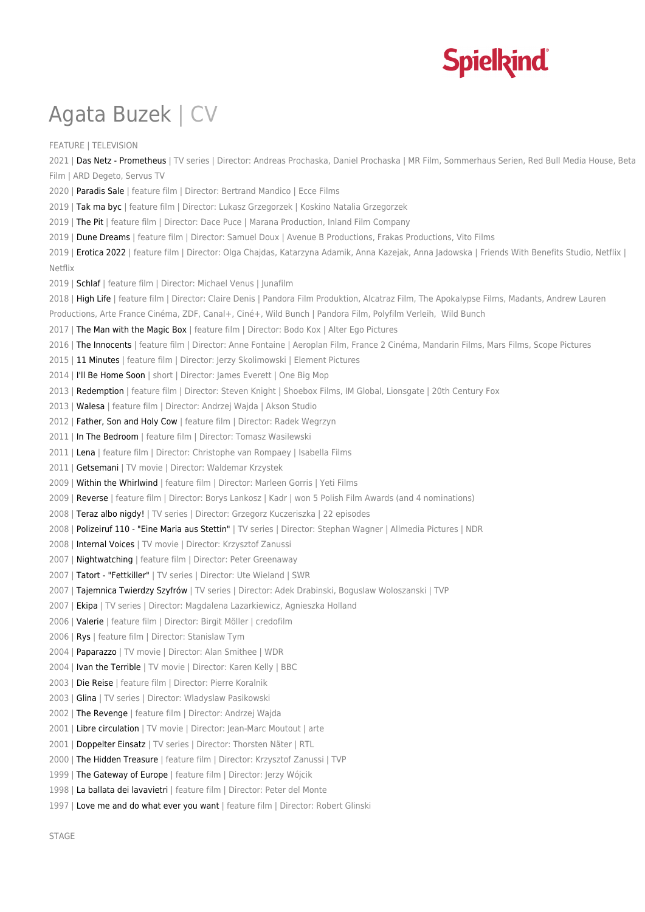# Agata Buzek | CV

FEATURE | TELEVISION

2021 | Das Netz - Prometheus | TV series | Director: Andreas Prochaska, Daniel Prochaska | MR Film, Sommerhaus Serien, Red Bull Media House, Beta Film | ARD Degeto, Servus TV

2020 | Paradis Sale | feature film | Director: Bertrand Mandico | Ecce Films

2019 | Tak ma byc | feature film | Director: Lukasz Grzegorzek | Koskino Natalia Grzegorzek

2019 | The Pit | feature film | Director: Dace Puce | Marana Production, Inland Film Company

2019 | Dune Dreams | feature film | Director: Samuel Doux | Avenue B Productions, Frakas Productions, Vito Films

2019 | Erotica 2022 | feature film | Director: Olga Chajdas, Katarzyna Adamik, Anna Kazejak, Anna Jadowska | Friends With Benefits Studio, Netflix | Netflix

2019 | Schlaf | feature film | Director: Michael Venus | Junafilm

2018 | High Life | feature film | Director: Claire Denis | Pandora Film Produktion, Alcatraz Film, The Apokalypse Films, Madants, Andrew Lauren Productions, Arte France Cinéma, ZDF, Canal+, Ciné+, Wild Bunch | Pandora Film, Polyfilm Verleih, Wild Bunch

2017 | The Man with the Magic Box | feature film | Director: Bodo Kox | Alter Ego Pictures

2016 | The Innocents | feature film | Director: Anne Fontaine | Aeroplan Film, France 2 Cinéma, Mandarin Films, Mars Films, Scope Pictures

2015 | 11 Minutes | feature film | Director: Jerzy Skolimowski | Element Pictures

2014 | I'll Be Home Soon | short | Director: James Everett | One Big Mop

2013 | Redemption | feature film | Director: Steven Knight | Shoebox Films, IM Global, Lionsgate | 20th Century Fox

2013 | Walesa | feature film | Director: Andrzej Wajda | Akson Studio

2012 | Father, Son and Holy Cow | feature film | Director: Radek Wegrzyn

2011 | In The Bedroom | feature film | Director: Tomasz Wasilewski

2011 | Lena | feature film | Director: Christophe van Rompaey | Isabella Films

2011 | Getsemani | TV movie | Director: Waldemar Krzystek

2009 | Within the Whirlwind | feature film | Director: Marleen Gorris | Yeti Films

2009 | Reverse | feature film | Director: Borys Lankosz | Kadr | won 5 Polish Film Awards (and 4 nominations)

2008 | Teraz albo nigdy! | TV series | Director: Grzegorz Kuczeriszka | 22 episodes

2008 | Polizeiruf 110 - "Eine Maria aus Stettin" | TV series | Director: Stephan Wagner | Allmedia Pictures | NDR

2008 | Internal Voices | TV movie | Director: Krzysztof Zanussi

2007 | Nightwatching | feature film | Director: Peter Greenaway

2007 | Tatort - "Fettkiller" | TV series | Director: Ute Wieland | SWR

2007 | Tajemnica Twierdzy Szyfrów | TV series | Director: Adek Drabinski, Boguslaw Woloszanski | TVP

2007 | Ekipa | TV series | Director: Magdalena Lazarkiewicz, Agnieszka Holland

2006 | Valerie | feature film | Director: Birgit Möller | credofilm

2006 | Rys | feature film | Director: Stanislaw Tym

2004 | Paparazzo | TV movie | Director: Alan Smithee | WDR

2004 | Ivan the Terrible | TV movie | Director: Karen Kelly | BBC

2003 | Die Reise | feature film | Director: Pierre Koralnik

2003 | Glina | TV series | Director: Wladyslaw Pasikowski

2002 | The Revenge | feature film | Director: Andrzej Wajda

2001 | Libre circulation | TV movie | Director: Jean-Marc Moutout | arte

2001 | Doppelter Einsatz | TV series | Director: Thorsten Näter | RTL

2000 | The Hidden Treasure | feature film | Director: Krzysztof Zanussi | TVP

1999 | The Gateway of Europe | feature film | Director: Jerzy Wójcik

1998 | La ballata dei lavavietri | feature film | Director: Peter del Monte

1997 | Love me and do what ever you want | feature film | Director: Robert Glinski

STAGE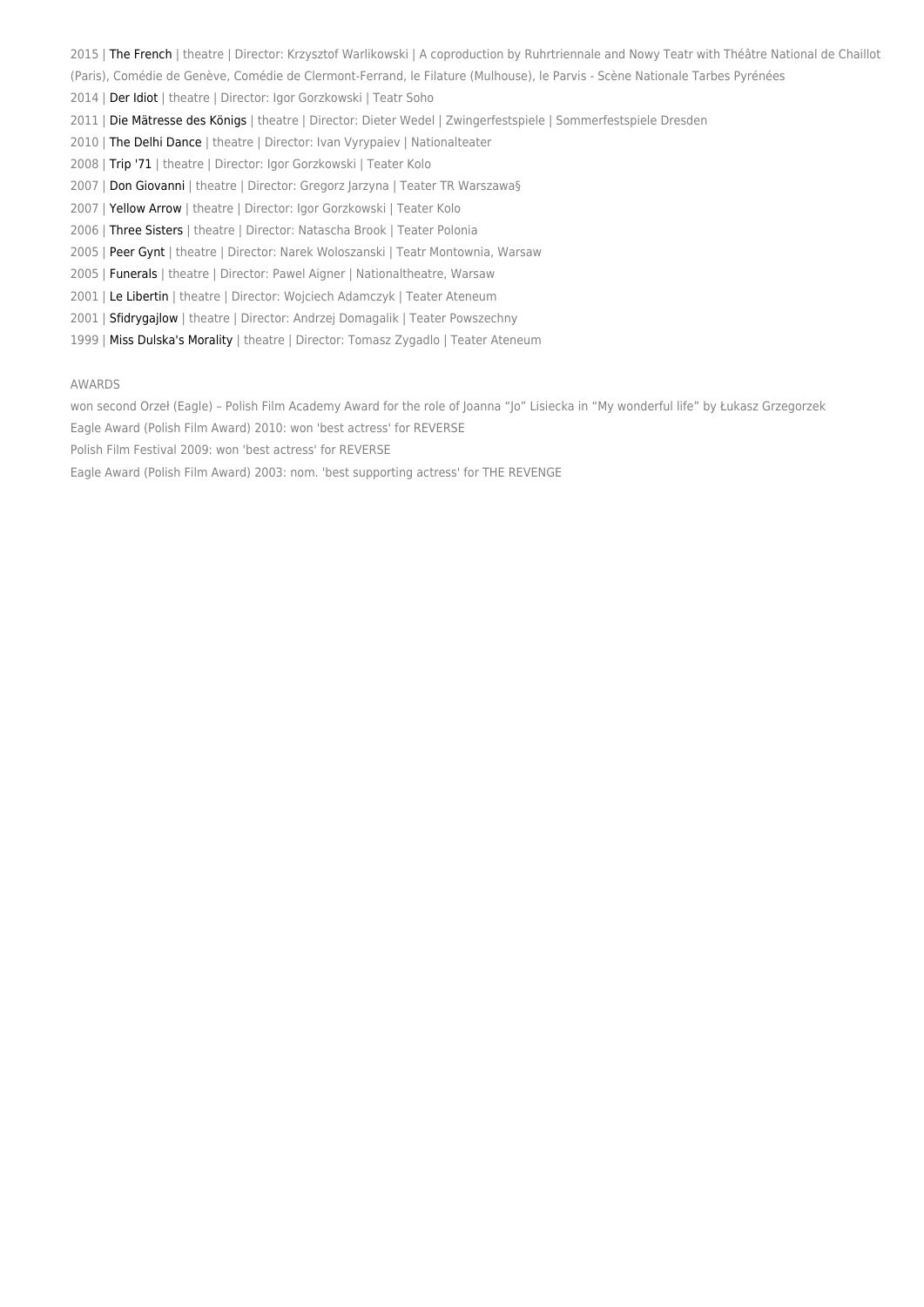2015 | The French | theatre | Director: Krzysztof Warlikowski | A coproduction by Ruhrtriennale and Nowy Teatr with Théâtre National de Chaillot (Paris), Comédie de Genève, Comédie de Clermont-Ferrand, le Filature (Mulhouse), le Parvis - Scène Nationale Tarbes Pyrénées

2014 | Der Idiot | theatre | Director: Igor Gorzkowski | Teatr Soho

2011 | Die Mätresse des Königs | theatre | Director: Dieter Wedel | Zwingerfestspiele | Sommerfestspiele Dresden

2010 | The Delhi Dance | theatre | Director: Ivan Vyrypaiev | Nationalteater

2008 | Trip '71 | theatre | Director: Igor Gorzkowski | Teater Kolo

2007 | Don Giovanni | theatre | Director: Gregorz Jarzyna | Teater TR Warszawa§

2007 | Yellow Arrow | theatre | Director: Igor Gorzkowski | Teater Kolo

2006 | Three Sisters | theatre | Director: Natascha Brook | Teater Polonia

2005 | Peer Gynt | theatre | Director: Narek Woloszanski | Teatr Montownia, Warsaw

2005 | Funerals | theatre | Director: Pawel Aigner | Nationaltheatre, Warsaw

2001 | Le Libertin | theatre | Director: Wojciech Adamczyk | Teater Ateneum

2001 | Sfidrygajlow | theatre | Director: Andrzej Domagalik | Teater Powszechny

1999 | Miss Dulska's Morality | theatre | Director: Tomasz Zygadlo | Teater Ateneum

AWARDS

won second Orzeł (Eagle) – Polish Film Academy Award for the role of Joanna "Jo" Lisiecka in "My wonderful life" by Łukasz Grzegorzek

Eagle Award (Polish Film Award) 2010: won 'best actress' for REVERSE

Polish Film Festival 2009: won 'best actress' for REVERSE

Eagle Award (Polish Film Award) 2003: nom. 'best supporting actress' for THE REVENGE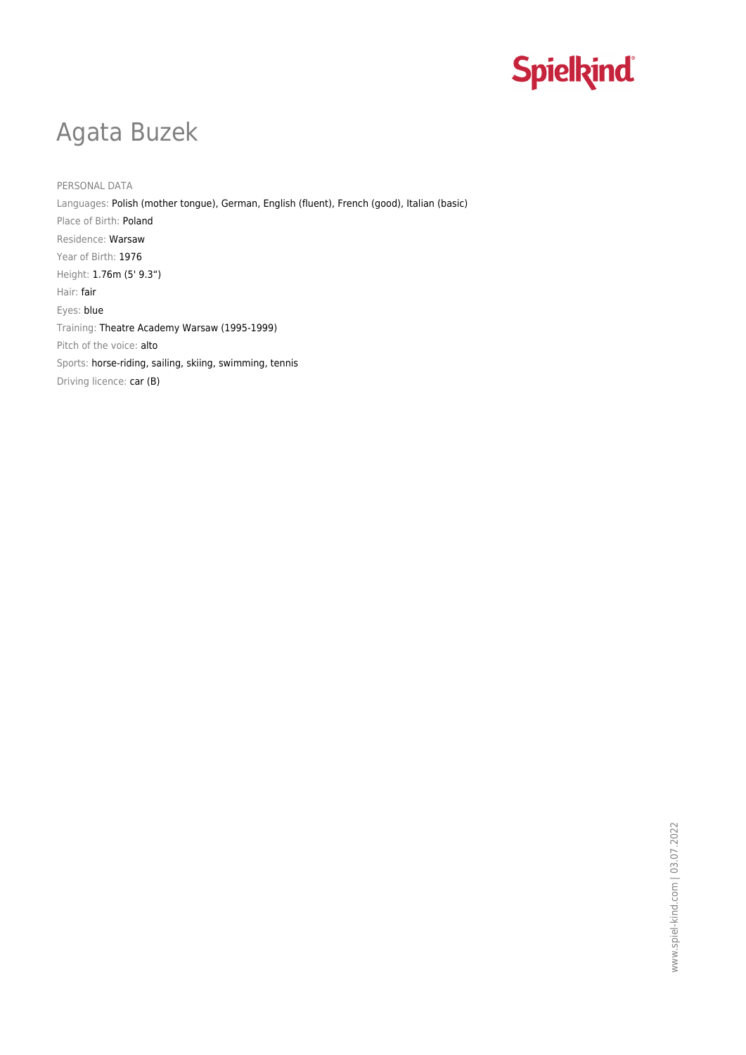# Agata Buzek

PERSONAL DATA

Languages: Polish (mother tongue), German, English (fluent), French (good), Italian (basic)

Place of Birth: Poland

Residence: Warsaw

Year of Birth: 1976

Height: 1.76m (5' 9.3")

Hair: fair

Eyes: blue

Training: Theatre Academy Warsaw (1995-1999)

Pitch of the voice: alto

Sports: horse-riding, sailing, skiing, swimming, tennis

Driving licence: car (B)